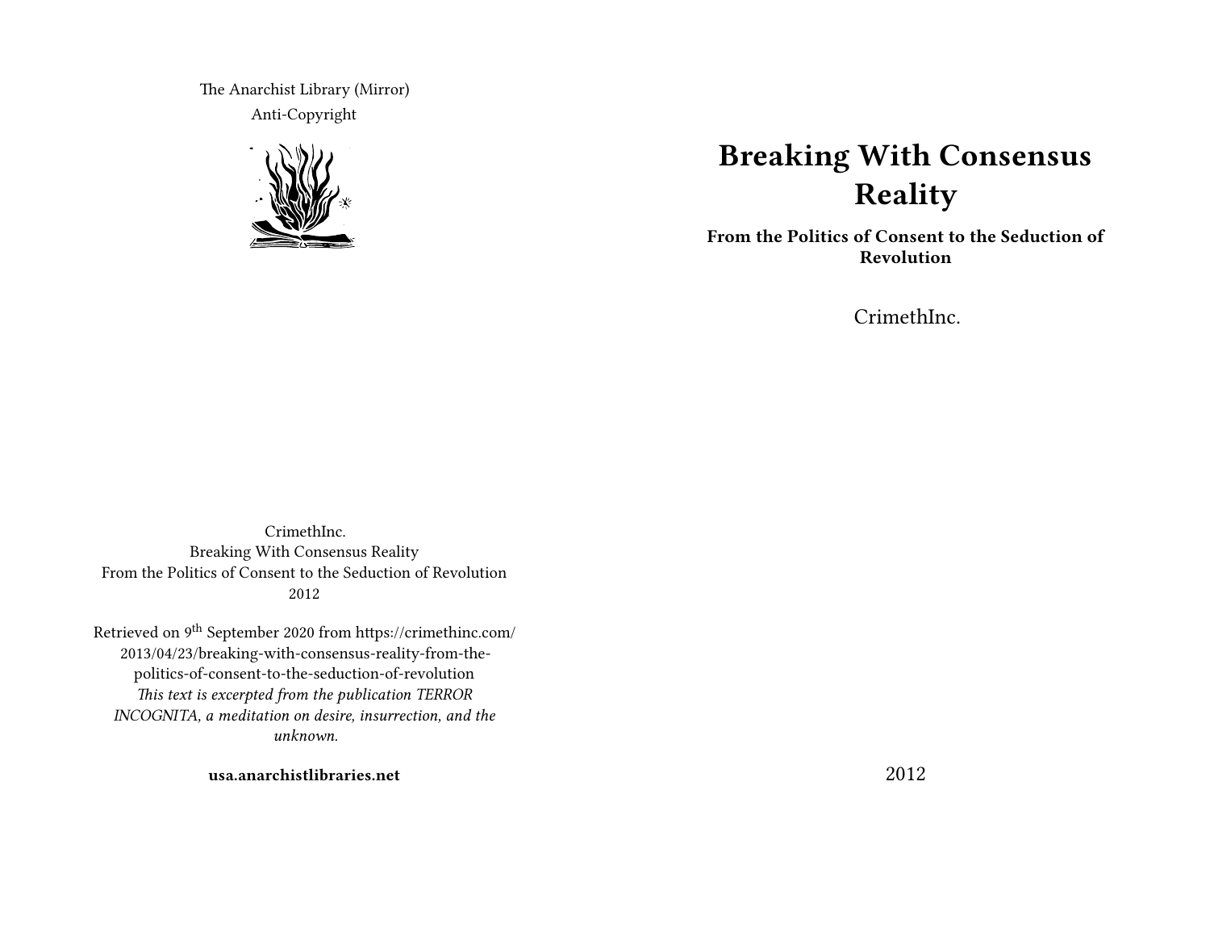The Anarchist Library (Mirror)

Anti-Copyright

CrimethInc.
Breaking With Consensus Reality
From the Politics of Consent to the Seduction of Revolution
2012

Retrieved on 9th September 2020 from https://crimethinc.com/2013/04/23/breaking-with-consensus-reality-from-the-politics-of-consent-to-the-seduction-of-revolution

*This text is excerpted from the publication TERROR INCOGNITA, a meditation on desire, insurrection, and the unknown.*

**usa.anarchistlibraries.net**

# Breaking With Consensus Reality

**From the Politics of Consent to the Seduction of Revolution**

CrimethInc.

2012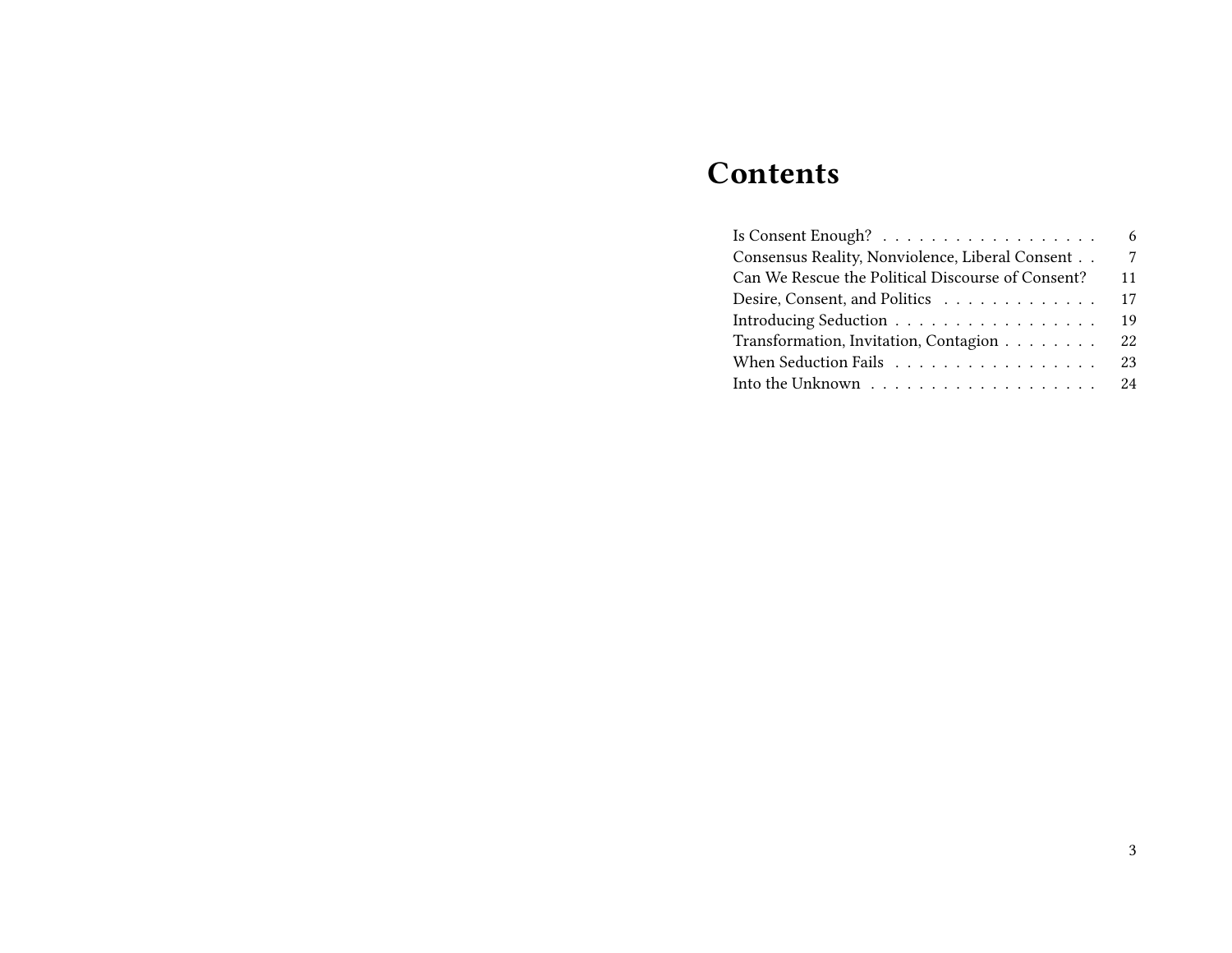# Contents

- Is Consent Enough? . . . . . . . . . . . . . . . . . . 6
- Consensus Reality, Nonviolence, Liberal Consent . . 7
- Can We Rescue the Political Discourse of Consent? 11
- Desire, Consent, and Politics . . . . . . . . . . . . . 17
- Introducing Seduction . . . . . . . . . . . . . . . . . 19
- Transformation, Invitation, Contagion . . . . . . . . 22
- When Seduction Fails . . . . . . . . . . . . . . . . . 23
- Into the Unknown . . . . . . . . . . . . . . . . . . . 24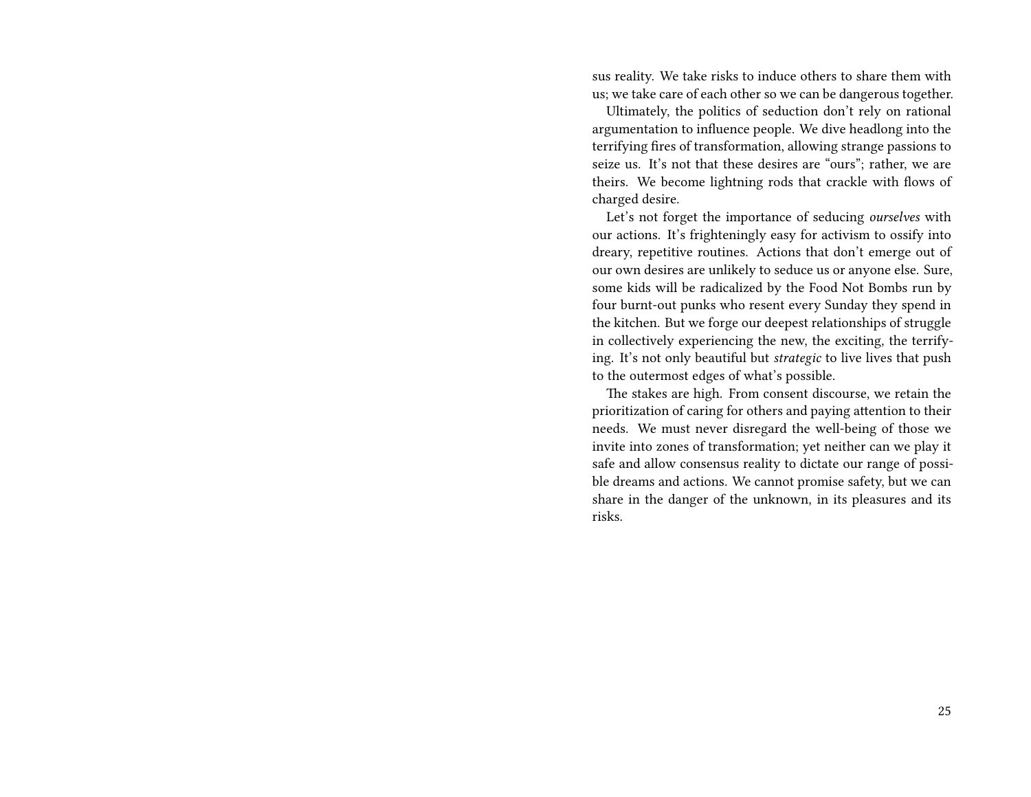sus reality. We take risks to induce others to share them with us; we take care of each other so we can be dangerous together.

Ultimately, the politics of seduction don't rely on rational argumentation to influence people. We dive headlong into the terrifying fires of transformation, allowing strange passions to seize us. It's not that these desires are "ours"; rather, we are theirs. We become lightning rods that crackle with flows of charged desire.

Let's not forget the importance of seducing *ourselves* with our actions. It's frighteningly easy for activism to ossify into dreary, repetitive routines. Actions that don't emerge out of our own desires are unlikely to seduce us or anyone else. Sure, some kids will be radicalized by the Food Not Bombs run by four burnt-out punks who resent every Sunday they spend in the kitchen. But we forge our deepest relationships of struggle in collectively experiencing the new, the exciting, the terrifying. It's not only beautiful but *strategic* to live lives that push to the outermost edges of what's possible.

The stakes are high. From consent discourse, we retain the prioritization of caring for others and paying attention to their needs. We must never disregard the well-being of those we invite into zones of transformation; yet neither can we play it safe and allow consensus reality to dictate our range of possible dreams and actions. We cannot promise safety, but we can share in the danger of the unknown, in its pleasures and its risks.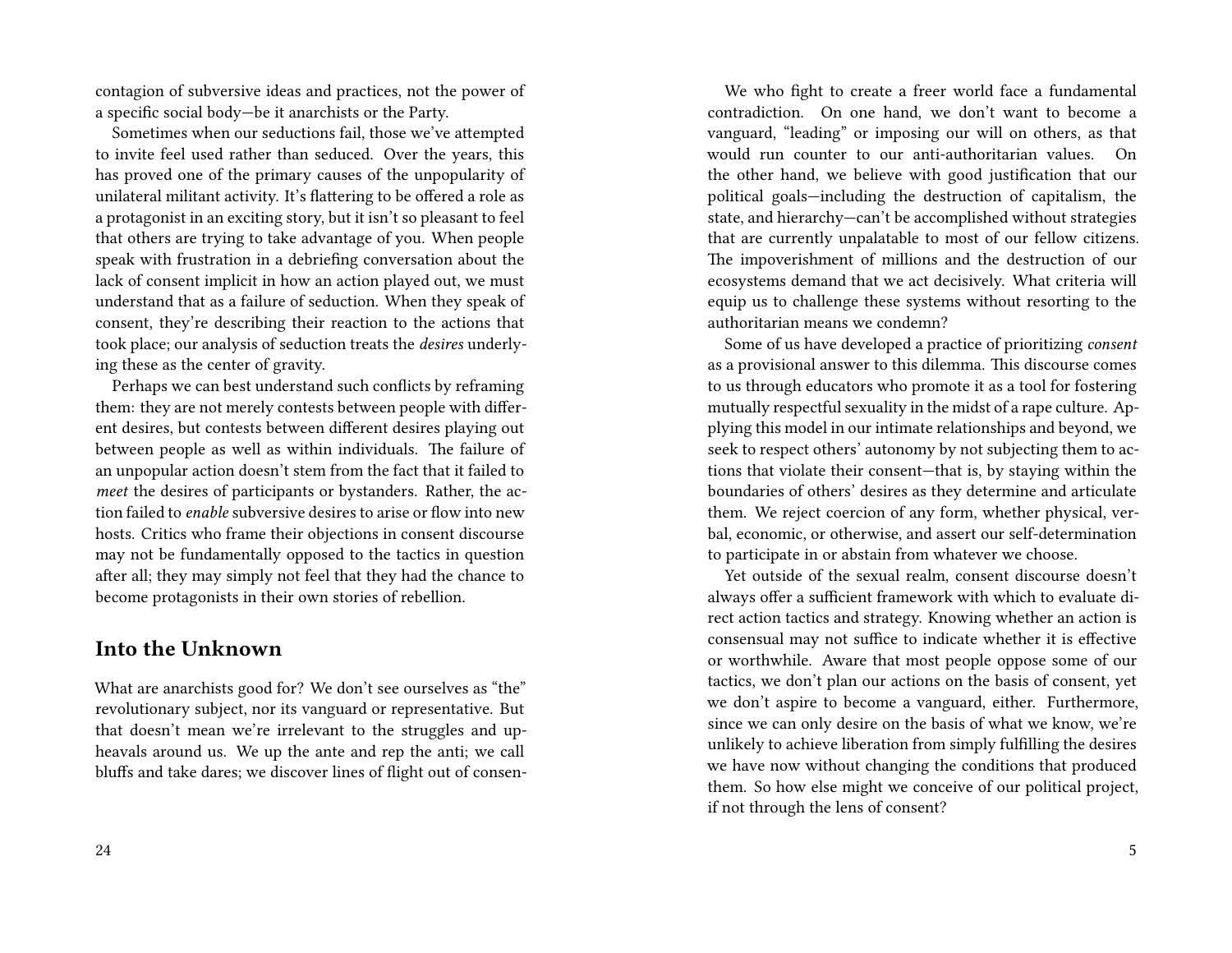contagion of subversive ideas and practices, not the power of a specific social body—be it anarchists or the Party.

Sometimes when our seductions fail, those we've attempted to invite feel used rather than seduced. Over the years, this has proved one of the primary causes of the unpopularity of unilateral militant activity. It's flattering to be offered a role as a protagonist in an exciting story, but it isn't so pleasant to feel that others are trying to take advantage of you. When people speak with frustration in a debriefing conversation about the lack of consent implicit in how an action played out, we must understand that as a failure of seduction. When they speak of consent, they're describing their reaction to the actions that took place; our analysis of seduction treats the *desires* underlying these as the center of gravity.

Perhaps we can best understand such conflicts by reframing them: they are not merely contests between people with different desires, but contests between different desires playing out between people as well as within individuals. The failure of an unpopular action doesn't stem from the fact that it failed to *meet* the desires of participants or bystanders. Rather, the action failed to *enable* subversive desires to arise or flow into new hosts. Critics who frame their objections in consent discourse may not be fundamentally opposed to the tactics in question after all; they may simply not feel that they had the chance to become protagonists in their own stories of rebellion.

## Into the Unknown

What are anarchists good for? We don't see ourselves as "the" revolutionary subject, nor its vanguard or representative. But that doesn't mean we're irrelevant to the struggles and upheavals around us. We up the ante and rep the anti; we call bluffs and take dares; we discover lines of flight out of consen-

We who fight to create a freer world face a fundamental contradiction. On one hand, we don't want to become a vanguard, "leading" or imposing our will on others, as that would run counter to our anti-authoritarian values. On the other hand, we believe with good justification that our political goals—including the destruction of capitalism, the state, and hierarchy—can't be accomplished without strategies that are currently unpalatable to most of our fellow citizens. The impoverishment of millions and the destruction of our ecosystems demand that we act decisively. What criteria will equip us to challenge these systems without resorting to the authoritarian means we condemn?

Some of us have developed a practice of prioritizing *consent* as a provisional answer to this dilemma. This discourse comes to us through educators who promote it as a tool for fostering mutually respectful sexuality in the midst of a rape culture. Applying this model in our intimate relationships and beyond, we seek to respect others' autonomy by not subjecting them to actions that violate their consent—that is, by staying within the boundaries of others' desires as they determine and articulate them. We reject coercion of any form, whether physical, verbal, economic, or otherwise, and assert our self-determination to participate in or abstain from whatever we choose.

Yet outside of the sexual realm, consent discourse doesn't always offer a sufficient framework with which to evaluate direct action tactics and strategy. Knowing whether an action is consensual may not suffice to indicate whether it is effective or worthwhile. Aware that most people oppose some of our tactics, we don't plan our actions on the basis of consent, yet we don't aspire to become a vanguard, either. Furthermore, since we can only desire on the basis of what we know, we're unlikely to achieve liberation from simply fulfilling the desires we have now without changing the conditions that produced them. So how else might we conceive of our political project, if not through the lens of consent?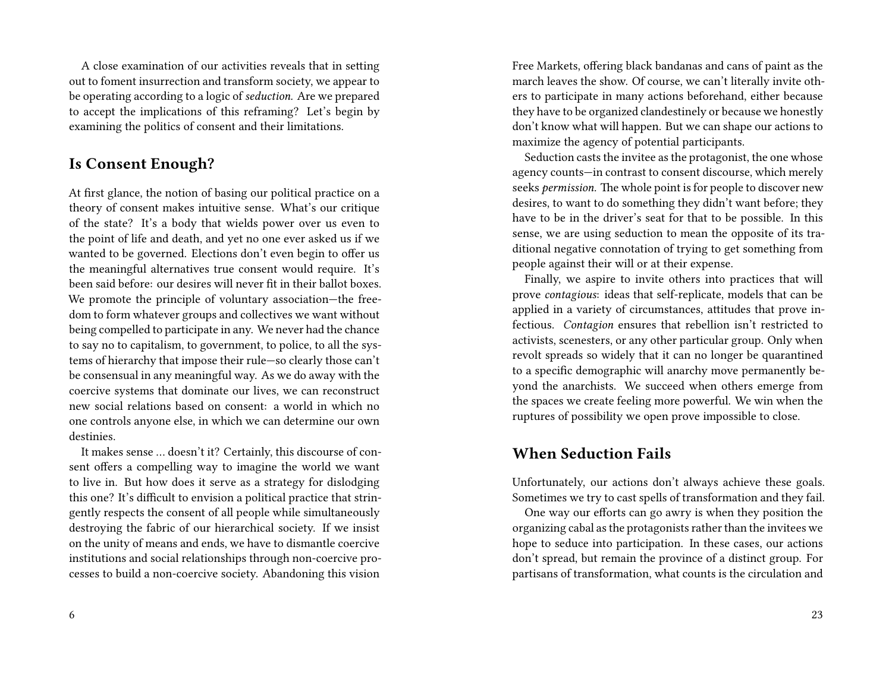A close examination of our activities reveals that in setting out to foment insurrection and transform society, we appear to be operating according to a logic of *seduction.* Are we prepared to accept the implications of this reframing? Let's begin by examining the politics of consent and their limitations.

## Is Consent Enough?

At first glance, the notion of basing our political practice on a theory of consent makes intuitive sense. What's our critique of the state? It's a body that wields power over us even to the point of life and death, and yet no one ever asked us if we wanted to be governed. Elections don't even begin to offer us the meaningful alternatives true consent would require. It's been said before: our desires will never fit in their ballot boxes. We promote the principle of voluntary association—the freedom to form whatever groups and collectives we want without being compelled to participate in any. We never had the chance to say no to capitalism, to government, to police, to all the systems of hierarchy that impose their rule—so clearly those can't be consensual in any meaningful way. As we do away with the coercive systems that dominate our lives, we can reconstruct new social relations based on consent: a world in which no one controls anyone else, in which we can determine our own destinies.

It makes sense … doesn't it? Certainly, this discourse of consent offers a compelling way to imagine the world we want to live in. But how does it serve as a strategy for dislodging this one? It's difficult to envision a political practice that stringently respects the consent of all people while simultaneously destroying the fabric of our hierarchical society. If we insist on the unity of means and ends, we have to dismantle coercive institutions and social relationships through non-coercive processes to build a non-coercive society. Abandoning this vision

Free Markets, offering black bandanas and cans of paint as the march leaves the show. Of course, we can't literally invite others to participate in many actions beforehand, either because they have to be organized clandestinely or because we honestly don't know what will happen. But we can shape our actions to maximize the agency of potential participants.

Seduction casts the invitee as the protagonist, the one whose agency counts—in contrast to consent discourse, which merely seeks *permission.* The whole point is for people to discover new desires, to want to do something they didn't want before; they have to be in the driver's seat for that to be possible. In this sense, we are using seduction to mean the opposite of its traditional negative connotation of trying to get something from people against their will or at their expense.

Finally, we aspire to invite others into practices that will prove *contagious*: ideas that self-replicate, models that can be applied in a variety of circumstances, attitudes that prove infectious. *Contagion* ensures that rebellion isn't restricted to activists, scenesters, or any other particular group. Only when revolt spreads so widely that it can no longer be quarantined to a specific demographic will anarchy move permanently beyond the anarchists. We succeed when others emerge from the spaces we create feeling more powerful. We win when the ruptures of possibility we open prove impossible to close.

## When Seduction Fails

Unfortunately, our actions don't always achieve these goals. Sometimes we try to cast spells of transformation and they fail.

One way our efforts can go awry is when they position the organizing cabal as the protagonists rather than the invitees we hope to seduce into participation. In these cases, our actions don't spread, but remain the province of a distinct group. For partisans of transformation, what counts is the circulation and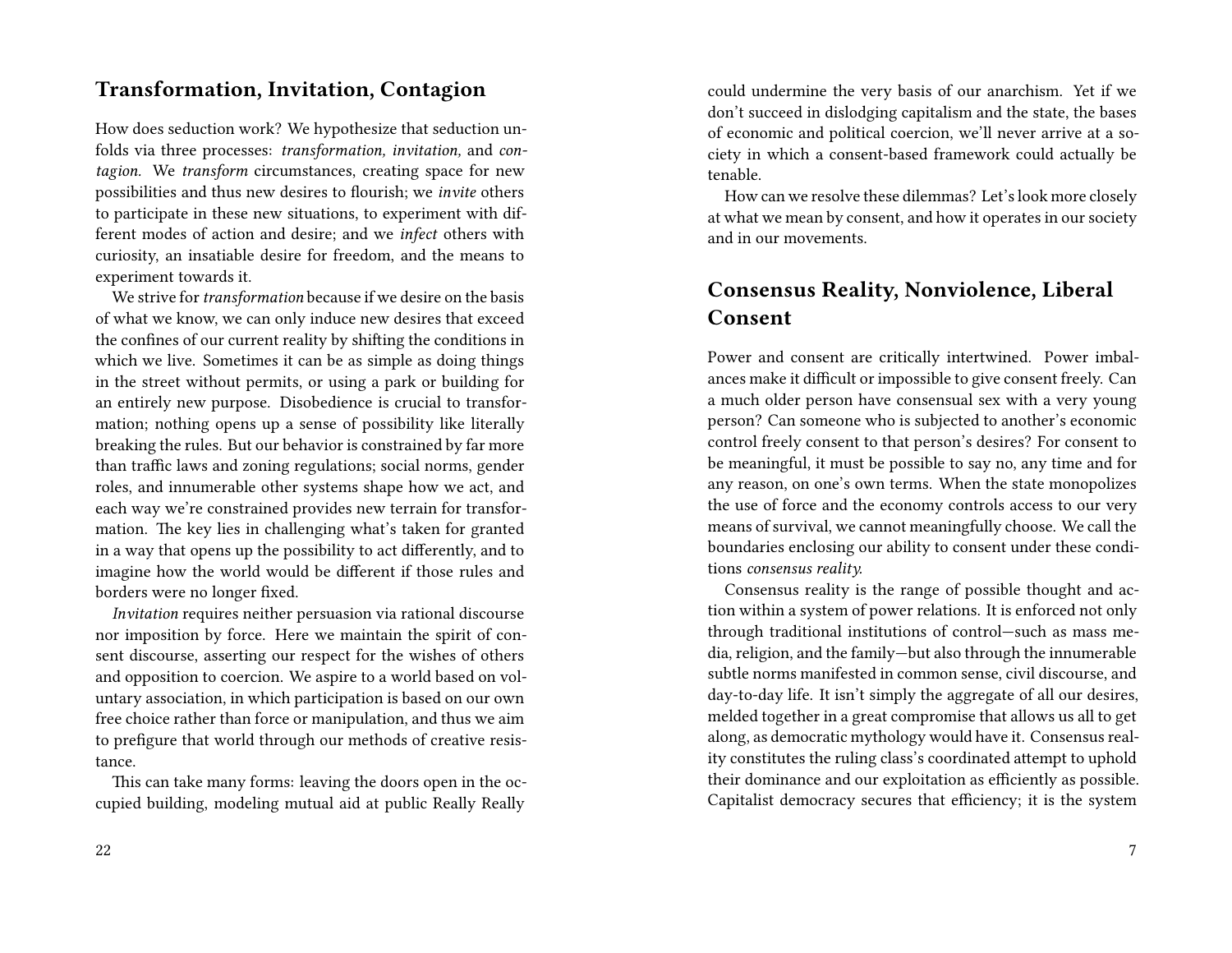## Transformation, Invitation, Contagion

How does seduction work? We hypothesize that seduction unfolds via three processes: *transformation, invitation,* and *contagion.* We *transform* circumstances, creating space for new possibilities and thus new desires to flourish; we *invite* others to participate in these new situations, to experiment with different modes of action and desire; and we *infect* others with curiosity, an insatiable desire for freedom, and the means to experiment towards it.

We strive for *transformation* because if we desire on the basis of what we know, we can only induce new desires that exceed the confines of our current reality by shifting the conditions in which we live. Sometimes it can be as simple as doing things in the street without permits, or using a park or building for an entirely new purpose. Disobedience is crucial to transformation; nothing opens up a sense of possibility like literally breaking the rules. But our behavior is constrained by far more than traffic laws and zoning regulations; social norms, gender roles, and innumerable other systems shape how we act, and each way we're constrained provides new terrain for transformation. The key lies in challenging what's taken for granted in a way that opens up the possibility to act differently, and to imagine how the world would be different if those rules and borders were no longer fixed.

*Invitation* requires neither persuasion via rational discourse nor imposition by force. Here we maintain the spirit of consent discourse, asserting our respect for the wishes of others and opposition to coercion. We aspire to a world based on voluntary association, in which participation is based on our own free choice rather than force or manipulation, and thus we aim to prefigure that world through our methods of creative resistance.

This can take many forms: leaving the doors open in the occupied building, modeling mutual aid at public Really Really

could undermine the very basis of our anarchism. Yet if we don't succeed in dislodging capitalism and the state, the bases of economic and political coercion, we'll never arrive at a society in which a consent-based framework could actually be tenable.

How can we resolve these dilemmas? Let's look more closely at what we mean by consent, and how it operates in our society and in our movements.

## Consensus Reality, Nonviolence, Liberal Consent

Power and consent are critically intertwined. Power imbalances make it difficult or impossible to give consent freely. Can a much older person have consensual sex with a very young person? Can someone who is subjected to another's economic control freely consent to that person's desires? For consent to be meaningful, it must be possible to say no, any time and for any reason, on one's own terms. When the state monopolizes the use of force and the economy controls access to our very means of survival, we cannot meaningfully choose. We call the boundaries enclosing our ability to consent under these conditions *consensus reality.*

Consensus reality is the range of possible thought and action within a system of power relations. It is enforced not only through traditional institutions of control—such as mass media, religion, and the family—but also through the innumerable subtle norms manifested in common sense, civil discourse, and day-to-day life. It isn't simply the aggregate of all our desires, melded together in a great compromise that allows us all to get along, as democratic mythology would have it. Consensus reality constitutes the ruling class's coordinated attempt to uphold their dominance and our exploitation as efficiently as possible. Capitalist democracy secures that efficiency; it is the system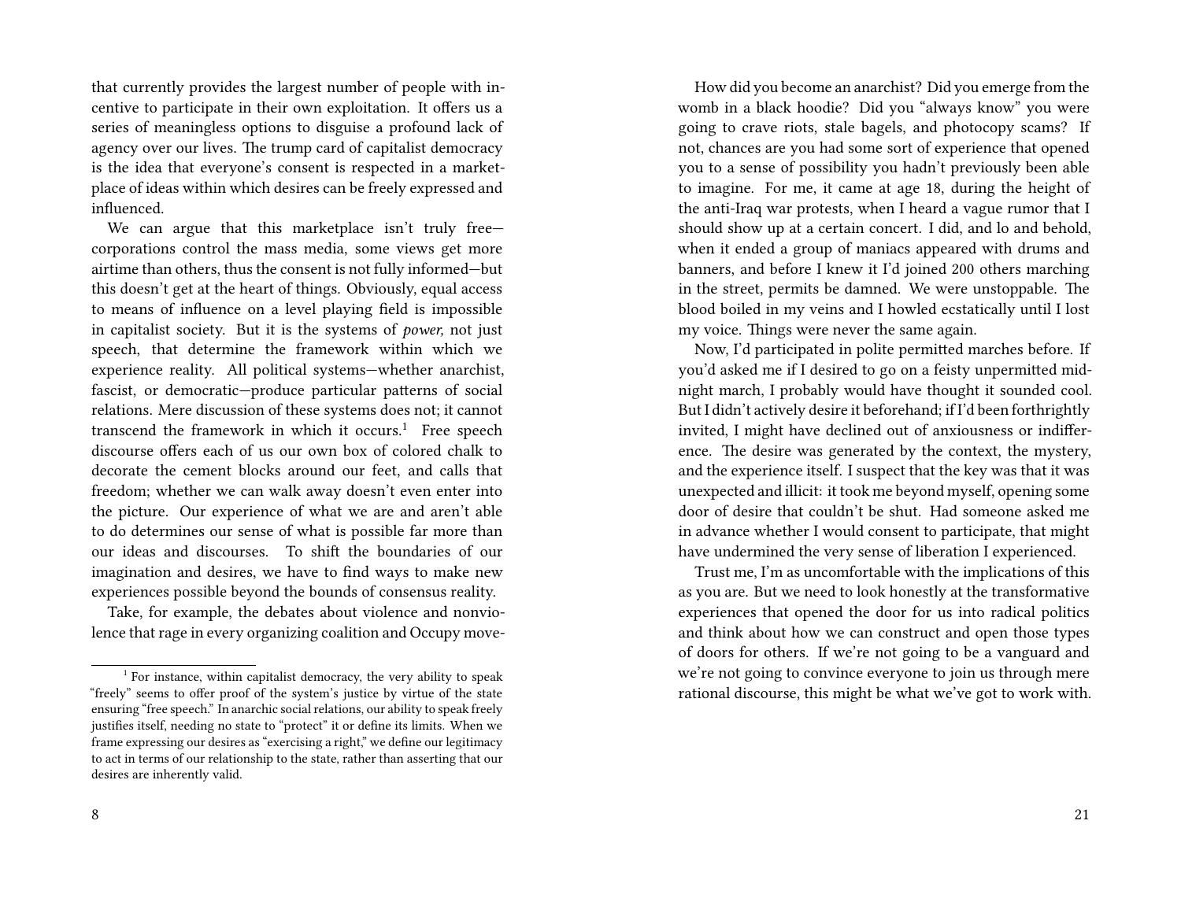that currently provides the largest number of people with incentive to participate in their own exploitation. It offers us a series of meaningless options to disguise a profound lack of agency over our lives. The trump card of capitalist democracy is the idea that everyone's consent is respected in a marketplace of ideas within which desires can be freely expressed and influenced.

We can argue that this marketplace isn't truly free—corporations control the mass media, some views get more airtime than others, thus the consent is not fully informed—but this doesn't get at the heart of things. Obviously, equal access to means of influence on a level playing field is impossible in capitalist society. But it is the systems of *power,* not just speech, that determine the framework within which we experience reality. All political systems—whether anarchist, fascist, or democratic—produce particular patterns of social relations. Mere discussion of these systems does not; it cannot transcend the framework in which it occurs.[1] Free speech discourse offers each of us our own box of colored chalk to decorate the cement blocks around our feet, and calls that freedom; whether we can walk away doesn't even enter into the picture. Our experience of what we are and aren't able to do determines our sense of what is possible far more than our ideas and discourses. To shift the boundaries of our imagination and desires, we have to find ways to make new experiences possible beyond the bounds of consensus reality.

Take, for example, the debates about violence and nonviolence that rage in every organizing coalition and Occupy move-

[1] For instance, within capitalist democracy, the very ability to speak "freely" seems to offer proof of the system's justice by virtue of the state ensuring "free speech." In anarchic social relations, our ability to speak freely justifies itself, needing no state to "protect" it or define its limits. When we frame expressing our desires as "exercising a right," we define our legitimacy to act in terms of our relationship to the state, rather than asserting that our desires are inherently valid.

How did you become an anarchist? Did you emerge from the womb in a black hoodie? Did you "always know" you were going to crave riots, stale bagels, and photocopy scams? If not, chances are you had some sort of experience that opened you to a sense of possibility you hadn't previously been able to imagine. For me, it came at age 18, during the height of the anti-Iraq war protests, when I heard a vague rumor that I should show up at a certain concert. I did, and lo and behold, when it ended a group of maniacs appeared with drums and banners, and before I knew it I'd joined 200 others marching in the street, permits be damned. We were unstoppable. The blood boiled in my veins and I howled ecstatically until I lost my voice. Things were never the same again.

Now, I'd participated in polite permitted marches before. If you'd asked me if I desired to go on a feisty unpermitted midnight march, I probably would have thought it sounded cool. But I didn't actively desire it beforehand; if I'd been forthrightly invited, I might have declined out of anxiousness or indifference. The desire was generated by the context, the mystery, and the experience itself. I suspect that the key was that it was unexpected and illicit: it took me beyond myself, opening some door of desire that couldn't be shut. Had someone asked me in advance whether I would consent to participate, that might have undermined the very sense of liberation I experienced.

Trust me, I'm as uncomfortable with the implications of this as you are. But we need to look honestly at the transformative experiences that opened the door for us into radical politics and think about how we can construct and open those types of doors for others. If we're not going to be a vanguard and we're not going to convince everyone to join us through mere rational discourse, this might be what we've got to work with.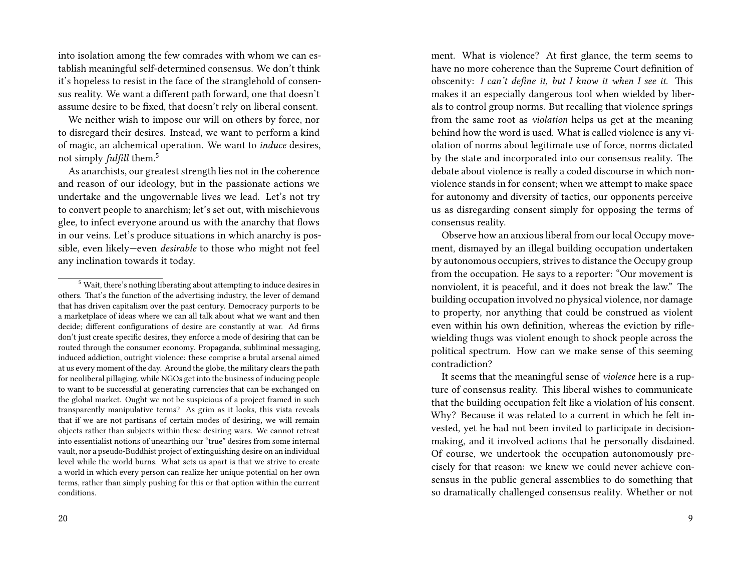into isolation among the few comrades with whom we can establish meaningful self-determined consensus. We don't think it's hopeless to resist in the face of the stranglehold of consensus reality. We want a different path forward, one that doesn't assume desire to be fixed, that doesn't rely on liberal consent.

We neither wish to impose our will on others by force, nor to disregard their desires. Instead, we want to perform a kind of magic, an alchemical operation. We want to *induce* desires, not simply *fulfill* them.[5]

As anarchists, our greatest strength lies not in the coherence and reason of our ideology, but in the passionate actions we undertake and the ungovernable lives we lead. Let's not try to convert people to anarchism; let's set out, with mischievous glee, to infect everyone around us with the anarchy that flows in our veins. Let's produce situations in which anarchy is possible, even likely—even *desirable* to those who might not feel any inclination towards it today.

[5] Wait, there's nothing liberating about attempting to induce desires in others. That's the function of the advertising industry, the lever of demand that has driven capitalism over the past century. Democracy purports to be a marketplace of ideas where we can all talk about what we want and then decide; different configurations of desire are constantly at war. Ad firms don't just create specific desires, they enforce a mode of desiring that can be routed through the consumer economy. Propaganda, subliminal messaging, induced addiction, outright violence: these comprise a brutal arsenal aimed at us every moment of the day. Around the globe, the military clears the path for neoliberal pillaging, while NGOs get into the business of inducing people to want to be successful at generating currencies that can be exchanged on the global market. Ought we not be suspicious of a project framed in such transparently manipulative terms? As grim as it looks, this vista reveals that if we are not partisans of certain modes of desiring, we will remain objects rather than subjects within these desiring wars. We cannot retreat into essentialist notions of unearthing our "true" desires from some internal vault, nor a pseudo-Buddhist project of extinguishing desire on an individual level while the world burns. What sets us apart is that we strive to create a world in which every person can realize her unique potential on her own terms, rather than simply pushing for this or that option within the current conditions.

ment. What is violence? At first glance, the term seems to have no more coherence than the Supreme Court definition of obscenity: *I can't define it, but I know it when I see it.* This makes it an especially dangerous tool when wielded by liberals to control group norms. But recalling that violence springs from the same root as *violation* helps us get at the meaning behind how the word is used. What is called violence is any violation of norms about legitimate use of force, norms dictated by the state and incorporated into our consensus reality. The debate about violence is really a coded discourse in which nonviolence stands in for consent; when we attempt to make space for autonomy and diversity of tactics, our opponents perceive us as disregarding consent simply for opposing the terms of consensus reality.

Observe how an anxious liberal from our local Occupy movement, dismayed by an illegal building occupation undertaken by autonomous occupiers, strives to distance the Occupy group from the occupation. He says to a reporter: "Our movement is nonviolent, it is peaceful, and it does not break the law." The building occupation involved no physical violence, nor damage to property, nor anything that could be construed as violent even within his own definition, whereas the eviction by rifle-wielding thugs was violent enough to shock people across the political spectrum. How can we make sense of this seeming contradiction?

It seems that the meaningful sense of *violence* here is a rupture of consensus reality. This liberal wishes to communicate that the building occupation felt like a violation of his consent. Why? Because it was related to a current in which he felt invested, yet he had not been invited to participate in decision-making, and it involved actions that he personally disdained. Of course, we undertook the occupation autonomously precisely for that reason: we knew we could never achieve consensus in the public general assemblies to do something that so dramatically challenged consensus reality. Whether or not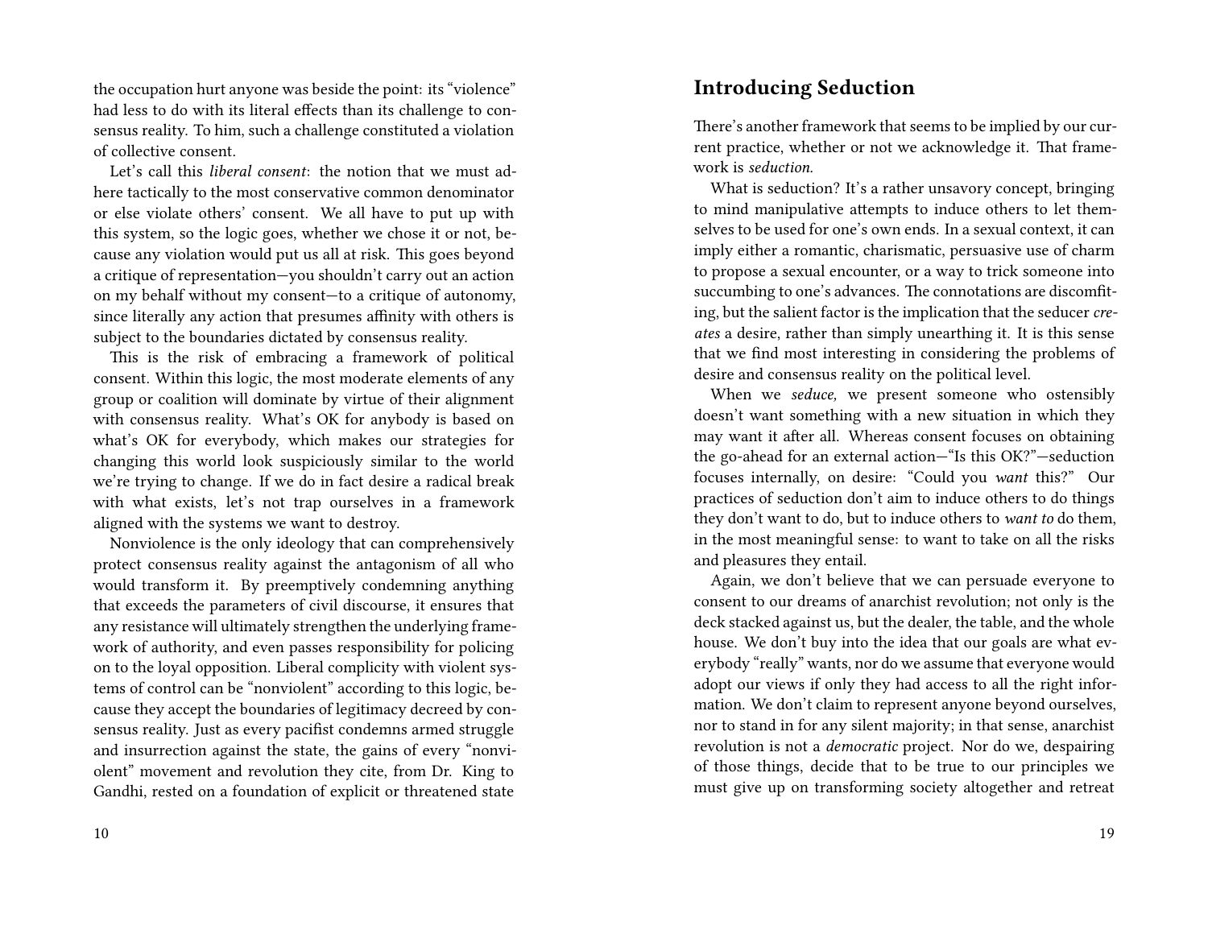the occupation hurt anyone was beside the point: its "violence" had less to do with its literal effects than its challenge to consensus reality. To him, such a challenge constituted a violation of collective consent.

Let's call this *liberal consent*: the notion that we must adhere tactically to the most conservative common denominator or else violate others' consent. We all have to put up with this system, so the logic goes, whether we chose it or not, because any violation would put us all at risk. This goes beyond a critique of representation—you shouldn't carry out an action on my behalf without my consent—to a critique of autonomy, since literally any action that presumes affinity with others is subject to the boundaries dictated by consensus reality.

This is the risk of embracing a framework of political consent. Within this logic, the most moderate elements of any group or coalition will dominate by virtue of their alignment with consensus reality. What's OK for anybody is based on what's OK for everybody, which makes our strategies for changing this world look suspiciously similar to the world we're trying to change. If we do in fact desire a radical break with what exists, let's not trap ourselves in a framework aligned with the systems we want to destroy.

Nonviolence is the only ideology that can comprehensively protect consensus reality against the antagonism of all who would transform it. By preemptively condemning anything that exceeds the parameters of civil discourse, it ensures that any resistance will ultimately strengthen the underlying framework of authority, and even passes responsibility for policing on to the loyal opposition. Liberal complicity with violent systems of control can be "nonviolent" according to this logic, because they accept the boundaries of legitimacy decreed by consensus reality. Just as every pacifist condemns armed struggle and insurrection against the state, the gains of every "nonviolent" movement and revolution they cite, from Dr. King to Gandhi, rested on a foundation of explicit or threatened state

## Introducing Seduction

There's another framework that seems to be implied by our current practice, whether or not we acknowledge it. That framework is *seduction.*

What is seduction? It's a rather unsavory concept, bringing to mind manipulative attempts to induce others to let themselves to be used for one's own ends. In a sexual context, it can imply either a romantic, charismatic, persuasive use of charm to propose a sexual encounter, or a way to trick someone into succumbing to one's advances. The connotations are discomfiting, but the salient factor is the implication that the seducer *creates* a desire, rather than simply unearthing it. It is this sense that we find most interesting in considering the problems of desire and consensus reality on the political level.

When we *seduce,* we present someone who ostensibly doesn't want something with a new situation in which they may want it after all. Whereas consent focuses on obtaining the go-ahead for an external action—"Is this OK?"—seduction focuses internally, on desire: "Could you *want* this?" Our practices of seduction don't aim to induce others to do things they don't want to do, but to induce others to *want to* do them, in the most meaningful sense: to want to take on all the risks and pleasures they entail.

Again, we don't believe that we can persuade everyone to consent to our dreams of anarchist revolution; not only is the deck stacked against us, but the dealer, the table, and the whole house. We don't buy into the idea that our goals are what everybody "really" wants, nor do we assume that everyone would adopt our views if only they had access to all the right information. We don't claim to represent anyone beyond ourselves, nor to stand in for any silent majority; in that sense, anarchist revolution is not a *democratic* project. Nor do we, despairing of those things, decide that to be true to our principles we must give up on transforming society altogether and retreat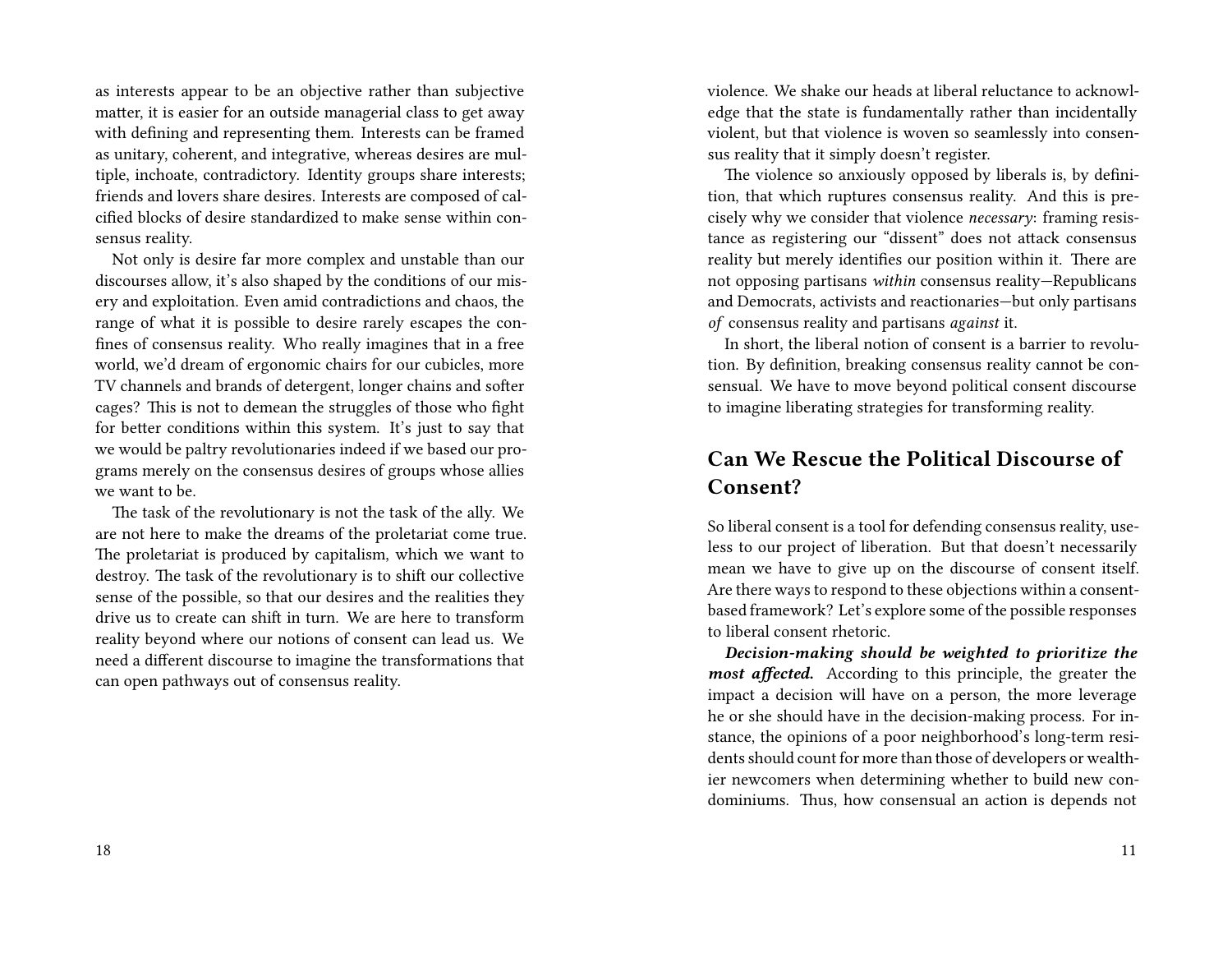as interests appear to be an objective rather than subjective matter, it is easier for an outside managerial class to get away with defining and representing them. Interests can be framed as unitary, coherent, and integrative, whereas desires are multiple, inchoate, contradictory. Identity groups share interests; friends and lovers share desires. Interests are composed of calcified blocks of desire standardized to make sense within consensus reality.

Not only is desire far more complex and unstable than our discourses allow, it's also shaped by the conditions of our misery and exploitation. Even amid contradictions and chaos, the range of what it is possible to desire rarely escapes the confines of consensus reality. Who really imagines that in a free world, we'd dream of ergonomic chairs for our cubicles, more TV channels and brands of detergent, longer chains and softer cages? This is not to demean the struggles of those who fight for better conditions within this system. It's just to say that we would be paltry revolutionaries indeed if we based our programs merely on the consensus desires of groups whose allies we want to be.

The task of the revolutionary is not the task of the ally. We are not here to make the dreams of the proletariat come true. The proletariat is produced by capitalism, which we want to destroy. The task of the revolutionary is to shift our collective sense of the possible, so that our desires and the realities they drive us to create can shift in turn. We are here to transform reality beyond where our notions of consent can lead us. We need a different discourse to imagine the transformations that can open pathways out of consensus reality.

violence. We shake our heads at liberal reluctance to acknowledge that the state is fundamentally rather than incidentally violent, but that violence is woven so seamlessly into consensus reality that it simply doesn't register.

The violence so anxiously opposed by liberals is, by definition, that which ruptures consensus reality. And this is precisely why we consider that violence *necessary*: framing resistance as registering our "dissent" does not attack consensus reality but merely identifies our position within it. There are not opposing partisans *within* consensus reality—Republicans and Democrats, activists and reactionaries—but only partisans *of* consensus reality and partisans *against* it.

In short, the liberal notion of consent is a barrier to revolution. By definition, breaking consensus reality cannot be consensual. We have to move beyond political consent discourse to imagine liberating strategies for transforming reality.

## Can We Rescue the Political Discourse of Consent?

So liberal consent is a tool for defending consensus reality, useless to our project of liberation. But that doesn't necessarily mean we have to give up on the discourse of consent itself. Are there ways to respond to these objections within a consent-based framework? Let's explore some of the possible responses to liberal consent rhetoric.

***Decision-making should be weighted to prioritize the most affected.*** According to this principle, the greater the impact a decision will have on a person, the more leverage he or she should have in the decision-making process. For instance, the opinions of a poor neighborhood's long-term residents should count for more than those of developers or wealthier newcomers when determining whether to build new condominiums. Thus, how consensual an action is depends not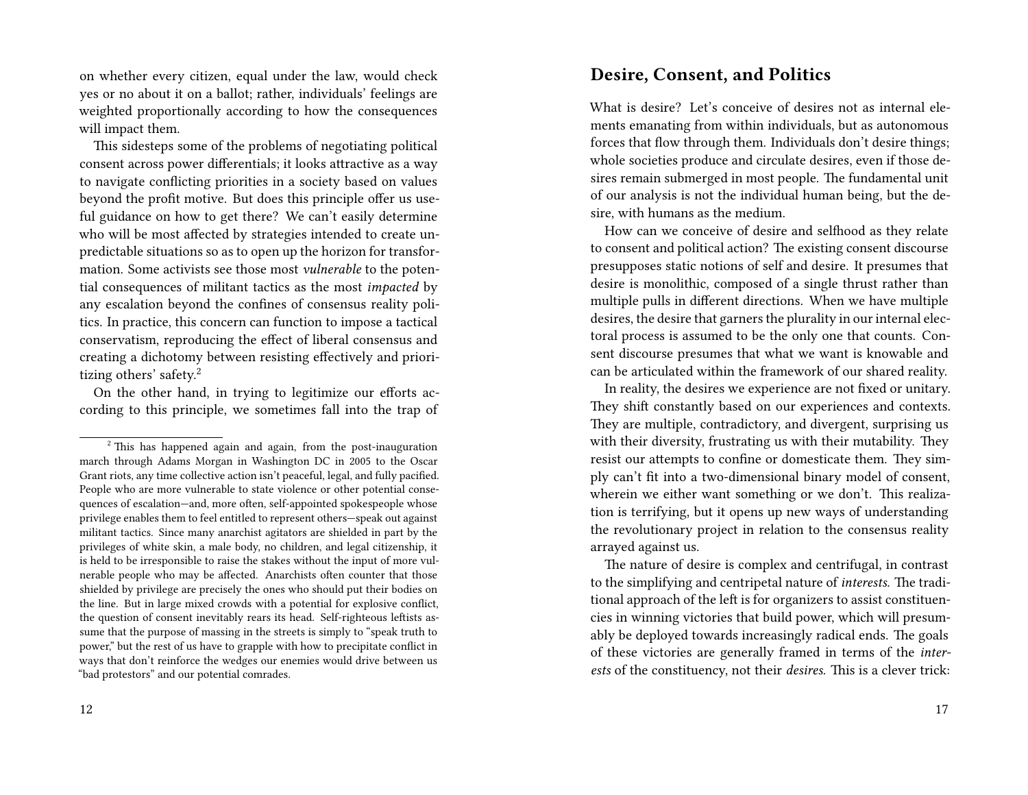on whether every citizen, equal under the law, would check yes or no about it on a ballot; rather, individuals' feelings are weighted proportionally according to how the consequences will impact them.

This sidesteps some of the problems of negotiating political consent across power differentials; it looks attractive as a way to navigate conflicting priorities in a society based on values beyond the profit motive. But does this principle offer us useful guidance on how to get there? We can't easily determine who will be most affected by strategies intended to create unpredictable situations so as to open up the horizon for transformation. Some activists see those most *vulnerable* to the potential consequences of militant tactics as the most *impacted* by any escalation beyond the confines of consensus reality politics. In practice, this concern can function to impose a tactical conservatism, reproducing the effect of liberal consensus and creating a dichotomy between resisting effectively and prioritizing others' safety.[2]

On the other hand, in trying to legitimize our efforts according to this principle, we sometimes fall into the trap of

[2] This has happened again and again, from the post-inauguration march through Adams Morgan in Washington DC in 2005 to the Oscar Grant riots, any time collective action isn't peaceful, legal, and fully pacified. People who are more vulnerable to state violence or other potential consequences of escalation—and, more often, self-appointed spokespeople whose privilege enables them to feel entitled to represent others—speak out against militant tactics. Since many anarchist agitators are shielded in part by the privileges of white skin, a male body, no children, and legal citizenship, it is held to be irresponsible to raise the stakes without the input of more vulnerable people who may be affected. Anarchists often counter that those shielded by privilege are precisely the ones who should put their bodies on the line. But in large mixed crowds with a potential for explosive conflict, the question of consent inevitably rears its head. Self-righteous leftists assume that the purpose of massing in the streets is simply to "speak truth to power," but the rest of us have to grapple with how to precipitate conflict in ways that don't reinforce the wedges our enemies would drive between us "bad protestors" and our potential comrades.

## Desire, Consent, and Politics

What is desire? Let's conceive of desires not as internal elements emanating from within individuals, but as autonomous forces that flow through them. Individuals don't desire things; whole societies produce and circulate desires, even if those desires remain submerged in most people. The fundamental unit of our analysis is not the individual human being, but the desire, with humans as the medium.

How can we conceive of desire and selfhood as they relate to consent and political action? The existing consent discourse presupposes static notions of self and desire. It presumes that desire is monolithic, composed of a single thrust rather than multiple pulls in different directions. When we have multiple desires, the desire that garners the plurality in our internal electoral process is assumed to be the only one that counts. Consent discourse presumes that what we want is knowable and can be articulated within the framework of our shared reality.

In reality, the desires we experience are not fixed or unitary. They shift constantly based on our experiences and contexts. They are multiple, contradictory, and divergent, surprising us with their diversity, frustrating us with their mutability. They resist our attempts to confine or domesticate them. They simply can't fit into a two-dimensional binary model of consent, wherein we either want something or we don't. This realization is terrifying, but it opens up new ways of understanding the revolutionary project in relation to the consensus reality arrayed against us.

The nature of desire is complex and centrifugal, in contrast to the simplifying and centripetal nature of *interests.* The traditional approach of the left is for organizers to assist constituencies in winning victories that build power, which will presumably be deployed towards increasingly radical ends. The goals of these victories are generally framed in terms of the *interests* of the constituency, not their *desires.* This is a clever trick: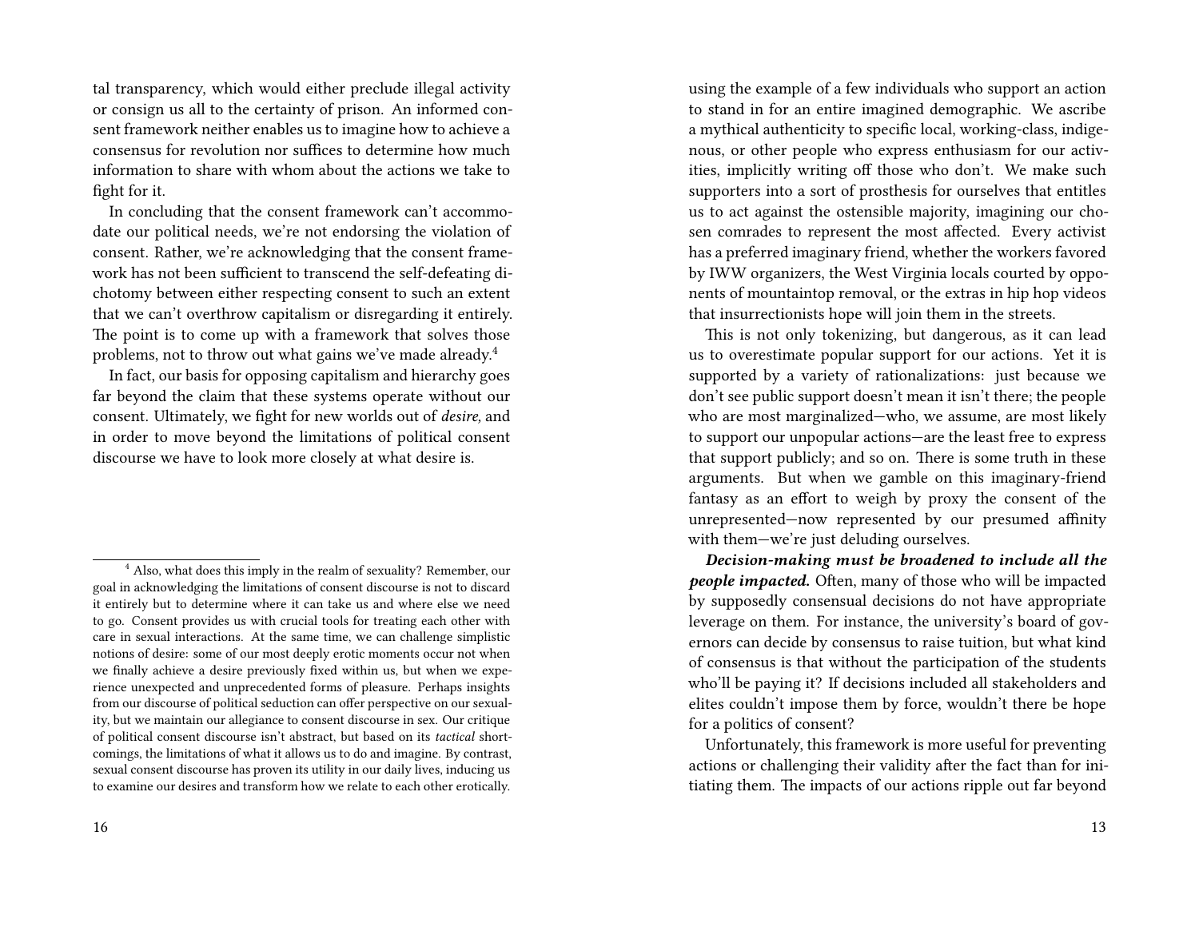tal transparency, which would either preclude illegal activity or consign us all to the certainty of prison. An informed consent framework neither enables us to imagine how to achieve a consensus for revolution nor suffices to determine how much information to share with whom about the actions we take to fight for it.

In concluding that the consent framework can't accommodate our political needs, we're not endorsing the violation of consent. Rather, we're acknowledging that the consent framework has not been sufficient to transcend the self-defeating dichotomy between either respecting consent to such an extent that we can't overthrow capitalism or disregarding it entirely. The point is to come up with a framework that solves those problems, not to throw out what gains we've made already.[4]

In fact, our basis for opposing capitalism and hierarchy goes far beyond the claim that these systems operate without our consent. Ultimately, we fight for new worlds out of *desire,* and in order to move beyond the limitations of political consent discourse we have to look more closely at what desire is.

[4] Also, what does this imply in the realm of sexuality? Remember, our goal in acknowledging the limitations of consent discourse is not to discard it entirely but to determine where it can take us and where else we need to go. Consent provides us with crucial tools for treating each other with care in sexual interactions. At the same time, we can challenge simplistic notions of desire: some of our most deeply erotic moments occur not when we finally achieve a desire previously fixed within us, but when we experience unexpected and unprecedented forms of pleasure. Perhaps insights from our discourse of political seduction can offer perspective on our sexuality, but we maintain our allegiance to consent discourse in sex. Our critique of political consent discourse isn't abstract, but based on its *tactical* shortcomings, the limitations of what it allows us to do and imagine. By contrast, sexual consent discourse has proven its utility in our daily lives, inducing us to examine our desires and transform how we relate to each other erotically.

using the example of a few individuals who support an action to stand in for an entire imagined demographic. We ascribe a mythical authenticity to specific local, working-class, indigenous, or other people who express enthusiasm for our activities, implicitly writing off those who don't. We make such supporters into a sort of prosthesis for ourselves that entitles us to act against the ostensible majority, imagining our chosen comrades to represent the most affected. Every activist has a preferred imaginary friend, whether the workers favored by IWW organizers, the West Virginia locals courted by opponents of mountaintop removal, or the extras in hip hop videos that insurrectionists hope will join them in the streets.

This is not only tokenizing, but dangerous, as it can lead us to overestimate popular support for our actions. Yet it is supported by a variety of rationalizations: just because we don't see public support doesn't mean it isn't there; the people who are most marginalized—who, we assume, are most likely to support our unpopular actions—are the least free to express that support publicly; and so on. There is some truth in these arguments. But when we gamble on this imaginary-friend fantasy as an effort to weigh by proxy the consent of the unrepresented—now represented by our presumed affinity with them—we're just deluding ourselves.

***Decision-making must be broadened to include all the people impacted.*** Often, many of those who will be impacted by supposedly consensual decisions do not have appropriate leverage on them. For instance, the university's board of governors can decide by consensus to raise tuition, but what kind of consensus is that without the participation of the students who'll be paying it? If decisions included all stakeholders and elites couldn't impose them by force, wouldn't there be hope for a politics of consent?

Unfortunately, this framework is more useful for preventing actions or challenging their validity after the fact than for initiating them. The impacts of our actions ripple out far beyond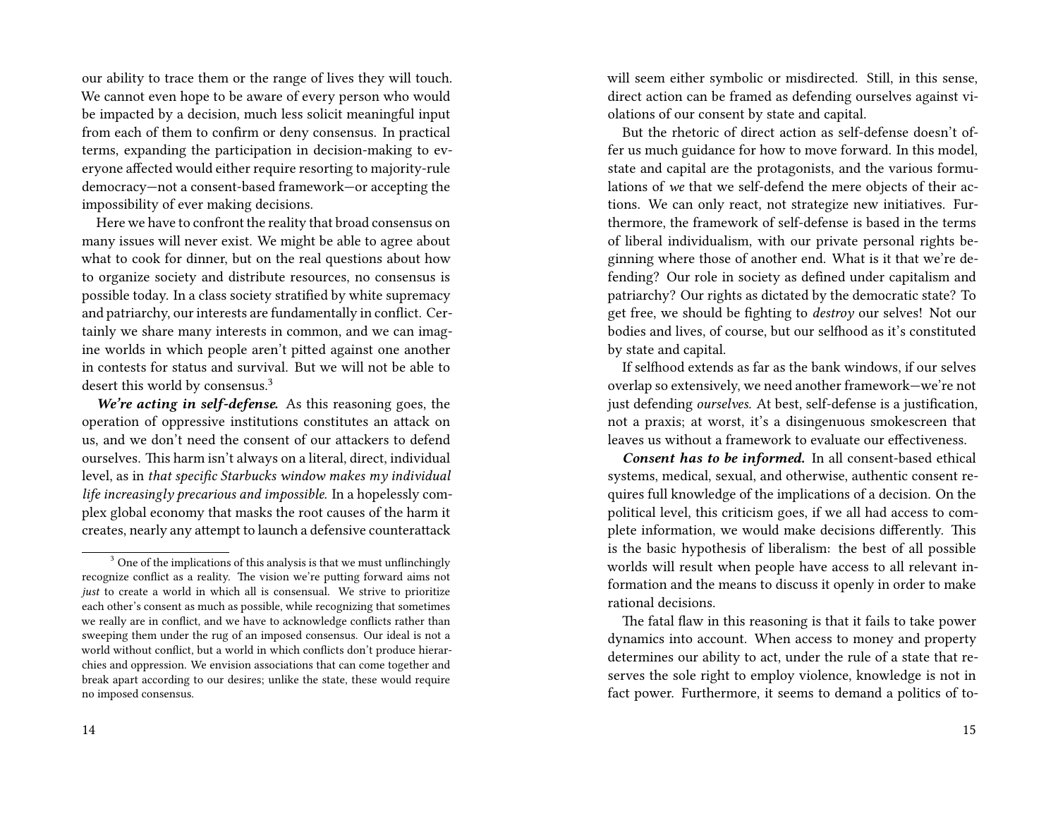our ability to trace them or the range of lives they will touch. We cannot even hope to be aware of every person who would be impacted by a decision, much less solicit meaningful input from each of them to confirm or deny consensus. In practical terms, expanding the participation in decision-making to everyone affected would either require resorting to majority-rule democracy—not a consent-based framework—or accepting the impossibility of ever making decisions.

Here we have to confront the reality that broad consensus on many issues will never exist. We might be able to agree about what to cook for dinner, but on the real questions about how to organize society and distribute resources, no consensus is possible today. In a class society stratified by white supremacy and patriarchy, our interests are fundamentally in conflict. Certainly we share many interests in common, and we can imagine worlds in which people aren't pitted against one another in contests for status and survival. But we will not be able to desert this world by consensus.[3]

***We're acting in self-defense.*** As this reasoning goes, the operation of oppressive institutions constitutes an attack on us, and we don't need the consent of our attackers to defend ourselves. This harm isn't always on a literal, direct, individual level, as in *that specific Starbucks window makes my individual life increasingly precarious and impossible.* In a hopelessly complex global economy that masks the root causes of the harm it creates, nearly any attempt to launch a defensive counterattack will seem either symbolic or misdirected. Still, in this sense, direct action can be framed as defending ourselves against violations of our consent by state and capital.

But the rhetoric of direct action as self-defense doesn't offer us much guidance for how to move forward. In this model, state and capital are the protagonists, and the various formulations of *we* that we self-defend the mere objects of their actions. We can only react, not strategize new initiatives. Furthermore, the framework of self-defense is based in the terms of liberal individualism, with our private personal rights beginning where those of another end. What is it that we're defending? Our role in society as defined under capitalism and patriarchy? Our rights as dictated by the democratic state? To get free, we should be fighting to *destroy* our selves! Not our bodies and lives, of course, but our selfhood as it's constituted by state and capital.

If selfhood extends as far as the bank windows, if our selves overlap so extensively, we need another framework—we're not just defending *ourselves.* At best, self-defense is a justification, not a praxis; at worst, it's a disingenuous smokescreen that leaves us without a framework to evaluate our effectiveness.

***Consent has to be informed.*** In all consent-based ethical systems, medical, sexual, and otherwise, authentic consent requires full knowledge of the implications of a decision. On the political level, this criticism goes, if we all had access to complete information, we would make decisions differently. This is the basic hypothesis of liberalism: the best of all possible worlds will result when people have access to all relevant information and the means to discuss it openly in order to make rational decisions.

The fatal flaw in this reasoning is that it fails to take power dynamics into account. When access to money and property determines our ability to act, under the rule of a state that reserves the sole right to employ violence, knowledge is not in fact power. Furthermore, it seems to demand a politics of to-

[3] One of the implications of this analysis is that we must unflinchingly recognize conflict as a reality. The vision we're putting forward aims not *just* to create a world in which all is consensual. We strive to prioritize each other's consent as much as possible, while recognizing that sometimes we really are in conflict, and we have to acknowledge conflicts rather than sweeping them under the rug of an imposed consensus. Our ideal is not a world without conflict, but a world in which conflicts don't produce hierarchies and oppression. We envision associations that can come together and break apart according to our desires; unlike the state, these would require no imposed consensus.